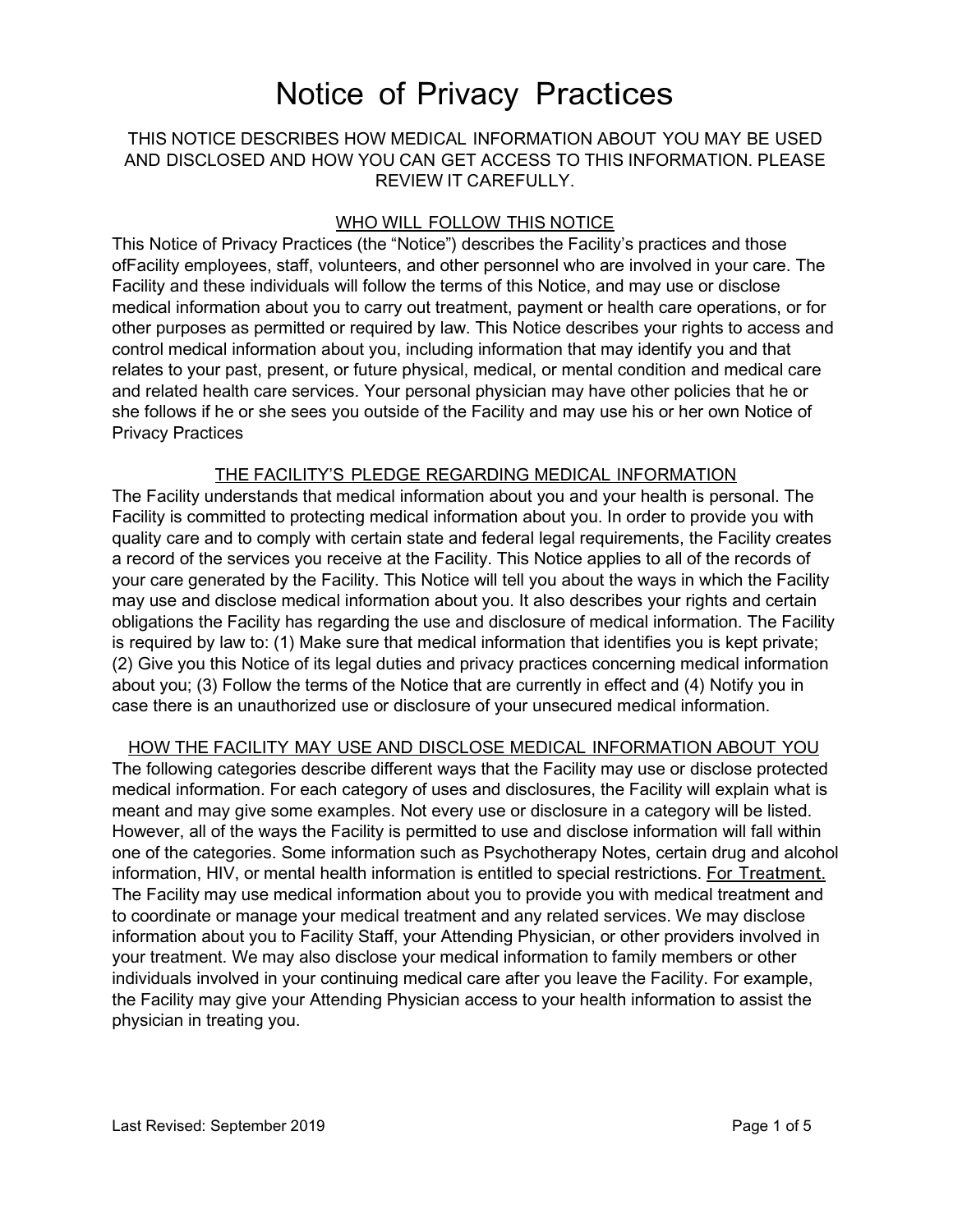# Notice of Privacy Practices

THIS NOTICE DESCRIBES HOW MEDICAL INFORMATION ABOUT YOU MAY BE USED AND DISCLOSED AND HOW YOU CAN GET ACCESS TO THIS INFORMATION. PLEASE REVIEW IT CAREFULLY.

## WHO WILL FOLLOW THIS NOTICE

This Notice of Privacy Practices (the "Notice") describes the Facility's practices and those ofFacility employees, staff, volunteers, and other personnel who are involved in your care. The Facility and these individuals will follow the terms of this Notice, and may use or disclose medical information about you to carry out treatment, payment or health care operations, or for other purposes as permitted or required by law. This Notice describes your rights to access and control medical information about you, including information that may identify you and that relates to your past, present, or future physical, medical, or mental condition and medical care and related health care services. Your personal physician may have other policies that he or she follows if he or she sees you outside of the Facility and may use his or her own Notice of Privacy Practices

## THE FACILITY'S PLEDGE REGARDING MEDICAL INFORMATION

The Facility understands that medical information about you and your health is personal. The Facility is committed to protecting medical information about you. In order to provide you with quality care and to comply with certain state and federal legal requirements, the Facility creates a record of the services you receive at the Facility. This Notice applies to all of the records of your care generated by the Facility. This Notice will tell you about the ways in which the Facility may use and disclose medical information about you. It also describes your rights and certain obligations the Facility has regarding the use and disclosure of medical information. The Facility is required by law to: (1) Make sure that medical information that identifies you is kept private; (2) Give you this Notice of its legal duties and privacy practices concerning medical information about you; (3) Follow the terms of the Notice that are currently in effect and (4) Notify you in case there is an unauthorized use or disclosure of your unsecured medical information.

## HOW THE FACILITY MAY USE AND DISCLOSE MEDICAL INFORMATION ABOUT YOU

The following categories describe different ways that the Facility may use or disclose protected medical information. For each category of uses and disclosures, the Facility will explain what is meant and may give some examples. Not every use or disclosure in a category will be listed. However, all of the ways the Facility is permitted to use and disclose information will fall within one of the categories. Some information such as Psychotherapy Notes, certain drug and alcohol information, HIV, or mental health information is entitled to special restrictions. <u>For Treatment.</u> The Facility may use medical information about you to provide you with medical treatment and to coordinate or manage your medical treatment and any related services. We may disclose information about you to Facility Staff, your Attending Physician, or other providers involved in your treatment. We may also disclose your medical information to family members or other individuals involved in your continuing medical care after you leave the Facility. For example, the Facility may give your Attending Physician access to your health information to assist the physician in treating you.

Last Revised: September 2019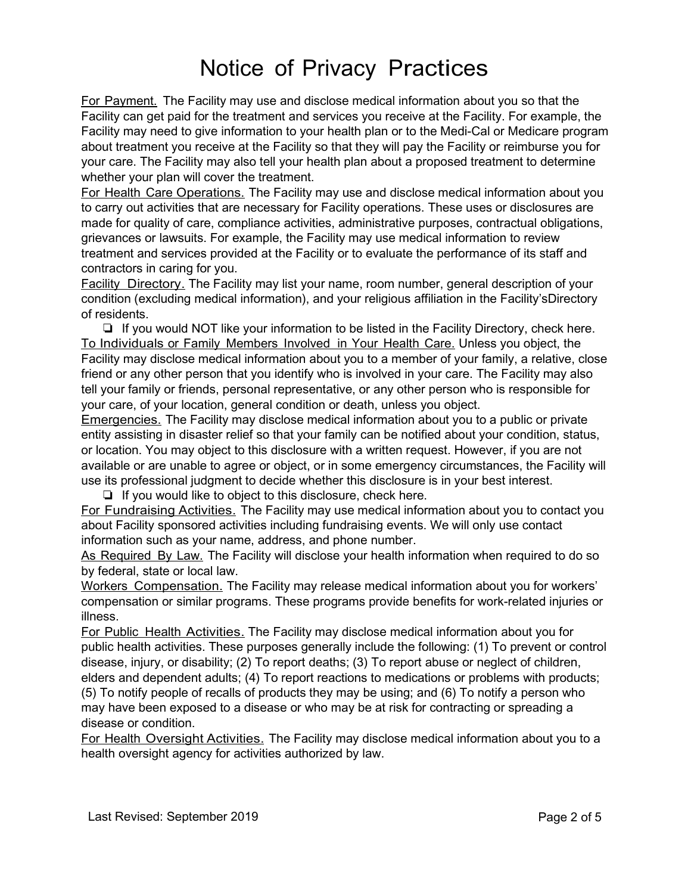# Notice of Privacy Practices

<u>For Payment.</u> The Facility may use and disclose medical information about you so that the Facility can get paid for the treatment and services you receive at the Facility. For example, the Facility may need to give information to your health plan or to the Medi-Cal or Medicare program about treatment you receive at the Facility so that they will pay the Facility or reimburse you for your care. The Facility may also tell your health plan about a proposed treatment to determine whether your plan will cover the treatment.

<u>For Health Care Operations.</u> The Facility may use and disclose medical information about you to carry out activities that are necessary for Facility operations. These uses or disclosures are made for quality of care, compliance activities, administrative purposes, contractual obligations, grievances or lawsuits. For example, the Facility may use medical information to review treatment and services provided at the Facility or to evaluate the performance of its staff and contractors in caring for you.

<u>Facility Directory.</u> The Facility may list your name, room number, general description of your condition (excluding medical information), and your religious affiliation in the Facility'sDirectory of residents.

- ❏ If you would NOT like your information to be listed in the Facility Directory, check here.

<u>To Individuals or Family Members Involved in Your Health Care.</u> Unless you object, the Facility may disclose medical information about you to a member of your family, a relative, close friend or any other person that you identify who is involved in your care. The Facility may also tell your family or friends, personal representative, or any other person who is responsible for your care, of your location, general condition or death, unless you object.

<u>Emergencies.</u> The Facility may disclose medical information about you to a public or private entity assisting in disaster relief so that your family can be notified about your condition, status, or location. You may object to this disclosure with a written request. However, if you are not available or are unable to agree or object, or in some emergency circumstances, the Facility will use its professional judgment to decide whether this disclosure is in your best interest.

- ❏ If you would like to object to this disclosure, check here.

<u>For Fundraising Activities.</u> The Facility may use medical information about you to contact you about Facility sponsored activities including fundraising events. We will only use contact information such as your name, address, and phone number.

<u>As Required By Law.</u> The Facility will disclose your health information when required to do so by federal, state or local law.

<u>Workers Compensation.</u> The Facility may release medical information about you for workers' compensation or similar programs. These programs provide benefits for work-related injuries or illness.

<u>For Public Health Activities.</u> The Facility may disclose medical information about you for public health activities. These purposes generally include the following: (1) To prevent or control disease, injury, or disability; (2) To report deaths; (3) To report abuse or neglect of children, elders and dependent adults; (4) To report reactions to medications or problems with products; (5) To notify people of recalls of products they may be using; and (6) To notify a person who may have been exposed to a disease or who may be at risk for contracting or spreading a disease or condition.

<u>For Health Oversight Activities.</u> The Facility may disclose medical information about you to a health oversight agency for activities authorized by law.

Last Revised: September 2019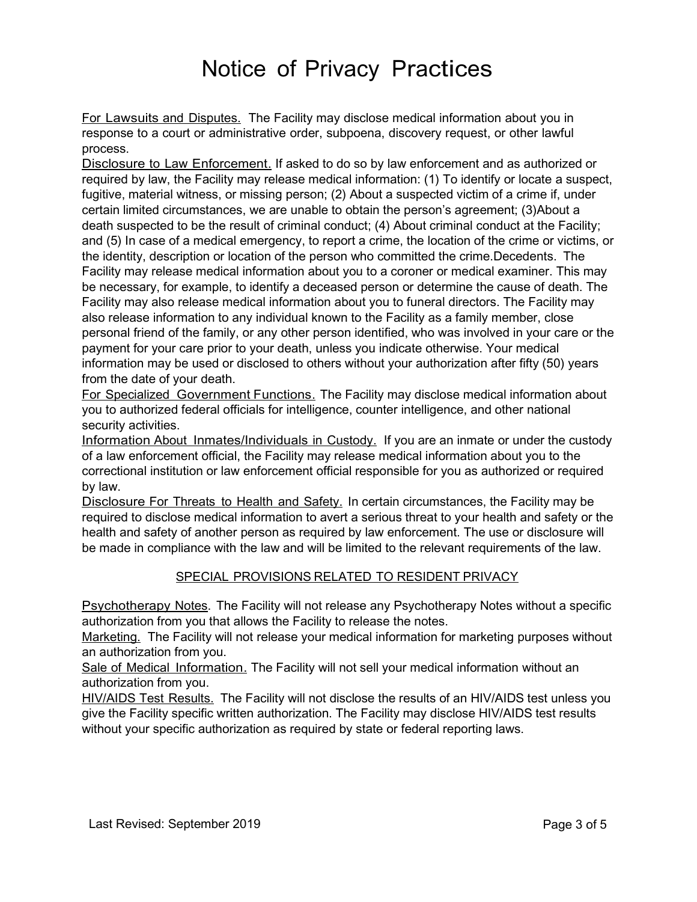// Notice of Privacy Practices

<u>For Lawsuits and Disputes.</u> The Facility may disclose medical information about you in response to a court or administrative order, subpoena, discovery request, or other lawful process.

<u>Disclosure to Law Enforcement.</u> If asked to do so by law enforcement and as authorized or required by law, the Facility may release medical information: (1) To identify or locate a suspect, fugitive, material witness, or missing person; (2) About a suspected victim of a crime if, under certain limited circumstances, we are unable to obtain the person's agreement; (3)About a death suspected to be the result of criminal conduct; (4) About criminal conduct at the Facility; and (5) In case of a medical emergency, to report a crime, the location of the crime or victims, or the identity, description or location of the person who committed the crime.Decedents. The Facility may release medical information about you to a coroner or medical examiner. This may be necessary, for example, to identify a deceased person or determine the cause of death. The Facility may also release medical information about you to funeral directors. The Facility may also release information to any individual known to the Facility as a family member, close personal friend of the family, or any other person identified, who was involved in your care or the payment for your care prior to your death, unless you indicate otherwise. Your medical information may be used or disclosed to others without your authorization after fifty (50) years from the date of your death.

<u>For Specialized Government Functions.</u> The Facility may disclose medical information about you to authorized federal officials for intelligence, counter intelligence, and other national security activities.

<u>Information About Inmates/Individuals in Custody.</u> If you are an inmate or under the custody of a law enforcement official, the Facility may release medical information about you to the correctional institution or law enforcement official responsible for you as authorized or required by law.

<u>Disclosure For Threats to Health and Safety.</u> In certain circumstances, the Facility may be required to disclose medical information to avert a serious threat to your health and safety or the health and safety of another person as required by law enforcement. The use or disclosure will be made in compliance with the law and will be limited to the relevant requirements of the law.

## <u>SPECIAL PROVISIONS RELATED TO RESIDENT PRIVACY</u>

<u>Psychotherapy Notes</u>. The Facility will not release any Psychotherapy Notes without a specific authorization from you that allows the Facility to release the notes.

<u>Marketing.</u> The Facility will not release your medical information for marketing purposes without an authorization from you.

<u>Sale of Medical Information.</u> The Facility will not sell your medical information without an authorization from you.

<u>HIV/AIDS Test Results.</u> The Facility will not disclose the results of an HIV/AIDS test unless you give the Facility specific written authorization. The Facility may disclose HIV/AIDS test results without your specific authorization as required by state or federal reporting laws.

Last Revised: September 2019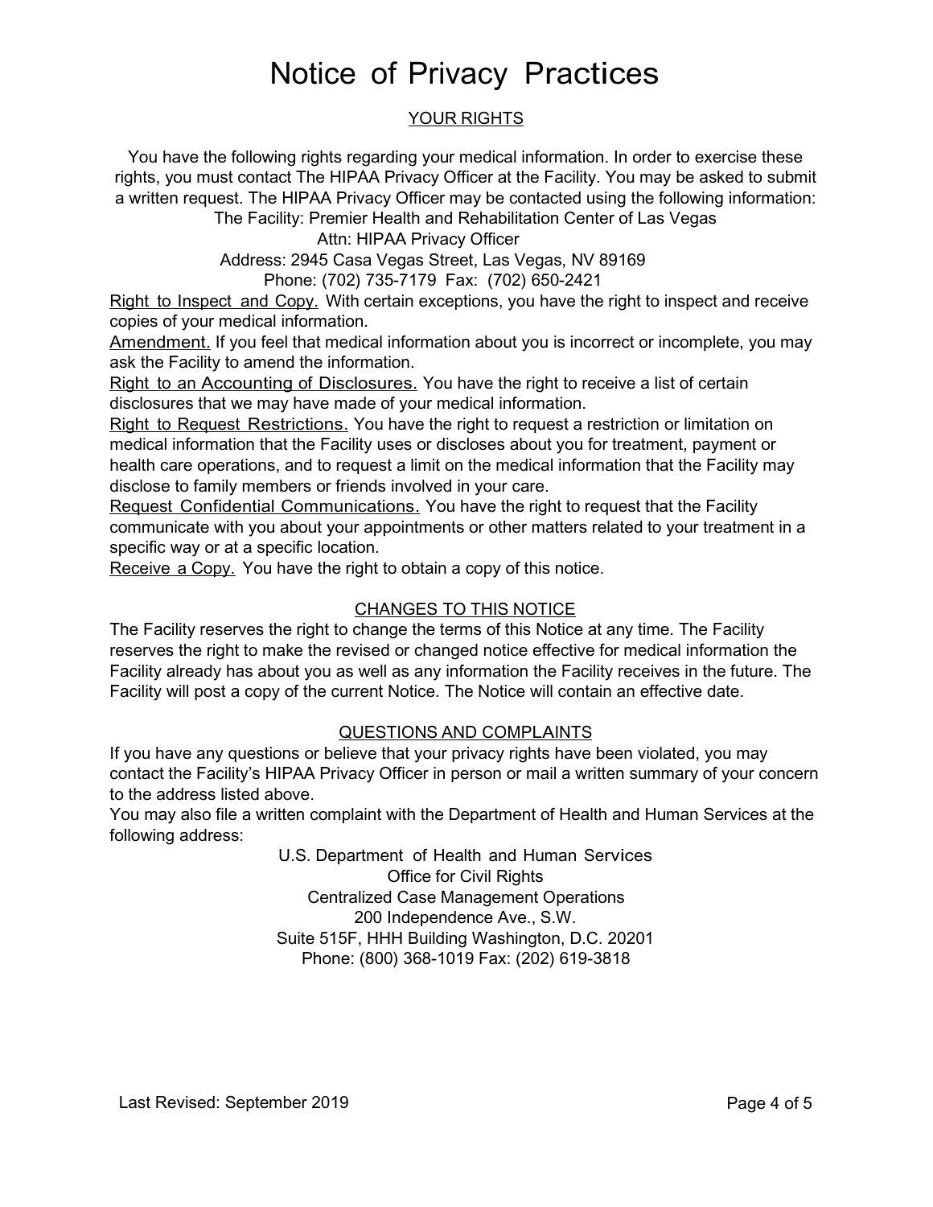# Notice of Privacy Practices

## YOUR RIGHTS

You have the following rights regarding your medical information. In order to exercise these rights, you must contact The HIPAA Privacy Officer at the Facility. You may be asked to submit a written request. The HIPAA Privacy Officer may be contacted using the following information:

The Facility: Premier Health and Rehabilitation Center of Las Vegas
Attn: HIPAA Privacy Officer
Address: 2945 Casa Vegas Street, Las Vegas, NV 89169
Phone: (702) 735-7179 Fax: (702) 650-2421

Right to Inspect and Copy. With certain exceptions, you have the right to inspect and receive copies of your medical information.

Amendment. If you feel that medical information about you is incorrect or incomplete, you may ask the Facility to amend the information.

Right to an Accounting of Disclosures. You have the right to receive a list of certain disclosures that we may have made of your medical information.

Right to Request Restrictions. You have the right to request a restriction or limitation on medical information that the Facility uses or discloses about you for treatment, payment or health care operations, and to request a limit on the medical information that the Facility may disclose to family members or friends involved in your care.

Request Confidential Communications. You have the right to request that the Facility communicate with you about your appointments or other matters related to your treatment in a specific way or at a specific location.

Receive a Copy. You have the right to obtain a copy of this notice.

## CHANGES TO THIS NOTICE

The Facility reserves the right to change the terms of this Notice at any time. The Facility reserves the right to make the revised or changed notice effective for medical information the Facility already has about you as well as any information the Facility receives in the future. The Facility will post a copy of the current Notice. The Notice will contain an effective date.

## QUESTIONS AND COMPLAINTS

If you have any questions or believe that your privacy rights have been violated, you may contact the Facility's HIPAA Privacy Officer in person or mail a written summary of your concern to the address listed above.

You may also file a written complaint with the Department of Health and Human Services at the following address:

U.S. Department of Health and Human Services
Office for Civil Rights
Centralized Case Management Operations
200 Independence Ave., S.W.
Suite 515F, HHH Building Washington, D.C. 20201
Phone: (800) 368-1019 Fax: (202) 619-3818

Last Revised: September 2019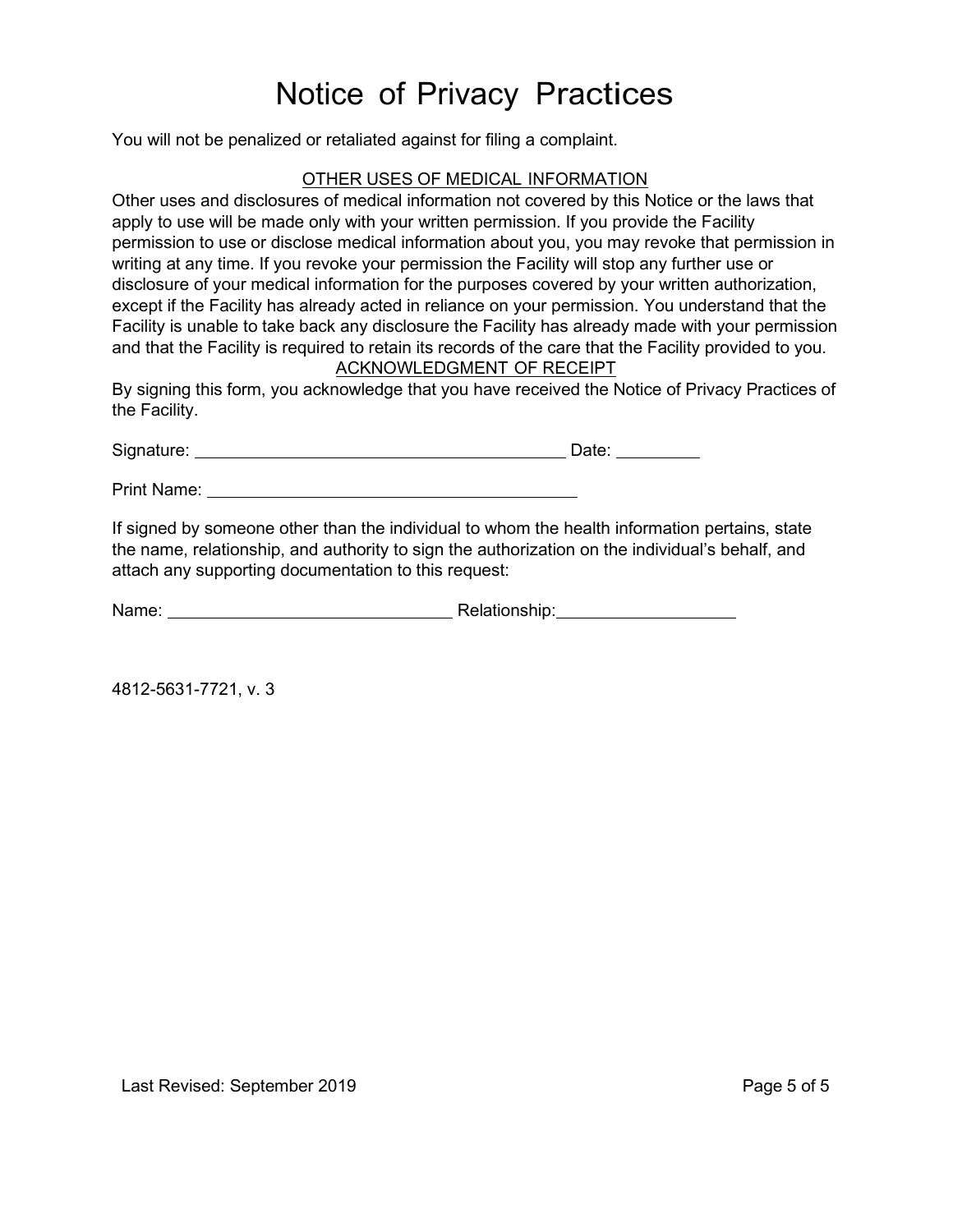# Notice of Privacy Practices

You will not be penalized or retaliated against for filing a complaint.

## OTHER USES OF MEDICAL INFORMATION

Other uses and disclosures of medical information not covered by this Notice or the laws that apply to use will be made only with your written permission. If you provide the Facility permission to use or disclose medical information about you, you may revoke that permission in writing at any time. If you revoke your permission the Facility will stop any further use or disclosure of your medical information for the purposes covered by your written authorization, except if the Facility has already acted in reliance on your permission. You understand that the Facility is unable to take back any disclosure the Facility has already made with your permission and that the Facility is required to retain its records of the care that the Facility provided to you.

## ACKNOWLEDGMENT OF RECEIPT

By signing this form, you acknowledge that you have received the Notice of Privacy Practices of the Facility.

Signature: ________________________________________ Date: _________

Print Name: ________________________________________

If signed by someone other than the individual to whom the health information pertains, state the name, relationship, and authority to sign the authorization on the individual's behalf, and attach any supporting documentation to this request:

Name: ______________________________ Relationship: ___________________

4812-5631-7721, v. 3

Last Revised: September 2019